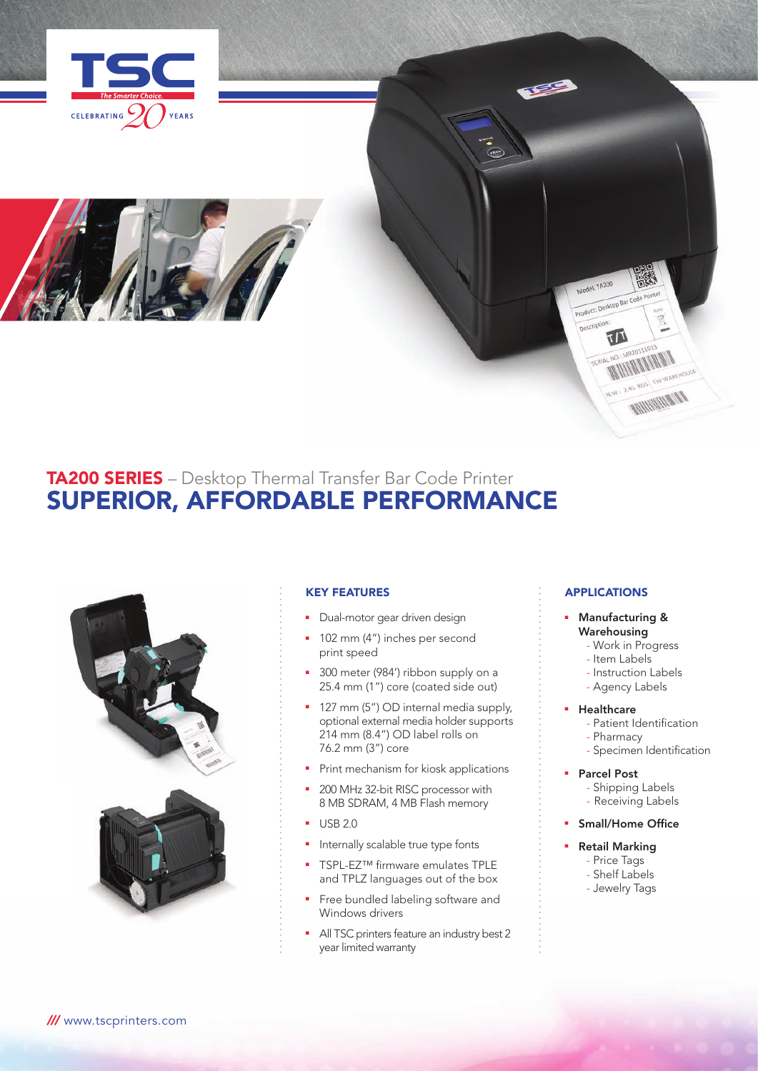TSC

The Smarter Choice.

CELEBRATING 20 YEARS

# TA200 SERIES – Desktop Thermal Transfer Bar Code Printer

## SUPERIOR, AFFORDABLE PERFORMANCE

### KEY FEATURES

- Dual-motor gear driven design
- 102 mm (4") inches per second print speed
- 300 meter (984') ribbon supply on a 25.4 mm (1") core (coated side out)
- 127 mm (5") OD internal media supply, optional external media holder supports 214 mm (8.4") OD label rolls on 76.2 mm (3") core
- Print mechanism for kiosk applications
- 200 MHz 32-bit RISC processor with 8 MB SDRAM, 4 MB Flash memory
- USB 2.0
- Internally scalable true type fonts
- TSPL-EZ™ firmware emulates TPLE and TPLZ languages out of the box
- Free bundled labeling software and Windows drivers
- All TSC printers feature an industry best 2 year limited warranty

### APPLICATIONS

- **Manufacturing & Warehousing**
  - Work in Progress
  - Item Labels
  - Instruction Labels
  - Agency Labels
- **Healthcare**
  - Patient Identification
  - Pharmacy
  - Specimen Identification
- **Parcel Post**
  - Shipping Labels
  - Receiving Labels
- **Small/Home Office**
- **Retail Marking**
  - Price Tags
  - Shelf Labels
  - Jewelry Tags

/// www.tscprinters.com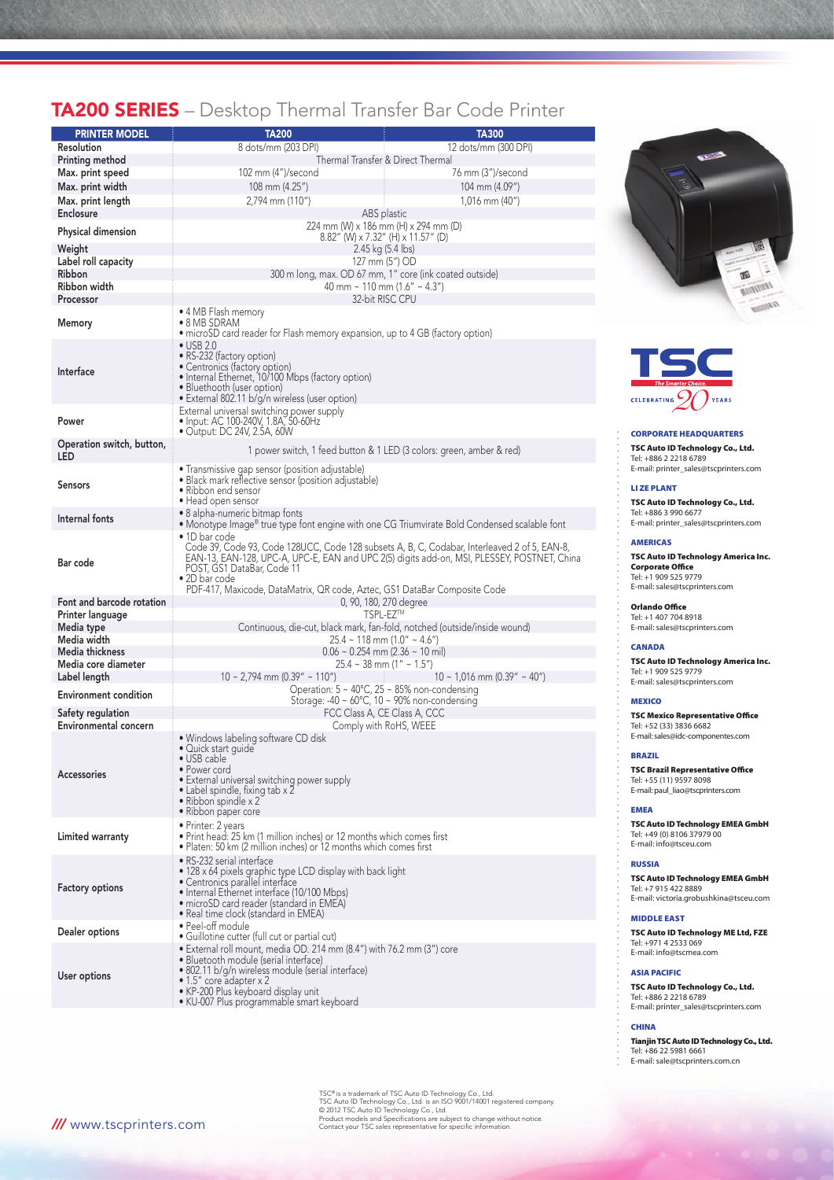# TA200 SERIES – Desktop Thermal Transfer Bar Code Printer

| PRINTER MODEL | TA200 | TA300 |
|---|---|---|
| Resolution | 8 dots/mm (203 DPI) | 12 dots/mm (300 DPI) |
| Printing method | Thermal Transfer & Direct Thermal | |
| Max. print speed | 102 mm (4")/second | 76 mm (3")/second |
| Max. print width | 108 mm (4.25") | 104 mm (4.09") |
| Max. print length | 2,794 mm (110") | 1,016 mm (40") |
| Enclosure | ABS plastic | |
| Physical dimension | 224 mm (W) x 186 mm (H) x 294 mm (D) 8.82" (W) x 7.32" (H) x 11.57" (D) | |
| Weight | 2.45 kg (5.4 lbs) | |
| Label roll capacity | 127 mm (5") OD | |
| Ribbon | 300 m long, max. OD 67 mm, 1" core (ink coated outside) | |
| Ribbon width | 40 mm ~ 110 mm (1.6" ~ 4.3") | |
| Processor | 32-bit RISC CPU | |
| Memory | • 4 MB Flash memory<br>• 8 MB SDRAM<br>• microSD card reader for Flash memory expansion, up to 4 GB (factory option) | |
| Interface | • USB 2.0<br>• RS-232 (factory option)<br>• Centronics (factory option)<br>• Internal Ethernet, 10/100 Mbps (factory option)<br>• Bluethooth (user option)<br>• External 802.11 b/g/n wireless (user option) | |
| Power | External universal switching power supply<br>• Input: AC 100-240V, 1.8A, 50-60Hz<br>• Output: DC 24V, 2.5A, 60W | |
| Operation switch, button, LED | 1 power switch, 1 feed button & 1 LED (3 colors: green, amber & red) | |
| Sensors | • Transmissive gap sensor (position adjustable)<br>• Black mark reflective sensor (position adjustable)<br>• Ribbon end sensor<br>• Head open sensor | |
| Internal fonts | • 8 alpha-numeric bitmap fonts<br>• Monotype Image® true type font engine with one CG Triumvirate Bold Condensed scalable font | |
| Bar code | • 1D bar code<br>Code 39, Code 93, Code 128UCC, Code 128 subsets A, B, C, Codabar, Interleaved 2 of 5, EAN-8, EAN-13, EAN-128, UPC-A, UPC-E, EAN and UPC 2(5) digits add-on, MSI, PLESSEY, POSTNET, China POST, GS1 DataBar, Code 11<br>• 2D bar code<br>PDF-417, Maxicode, DataMatrix, QR code, Aztec, GS1 DataBar Composite Code | |
| Font and barcode rotation | 0, 90, 180, 270 degree | |
| Printer language | TSPL-EZ™ | |
| Media type | Continuous, die-cut, black mark, fan-fold, notched (outside/inside wound) | |
| Media width | 25.4 ~ 118 mm (1.0" ~ 4.6") | |
| Media thickness | 0.06 ~ 0.254 mm (2.36 ~ 10 mil) | |
| Media core diameter | 25.4 ~ 38 mm (1" ~ 1.5") | |
| Label length | 10 ~ 2,794 mm (0.39" ~ 110") | 10 ~ 1,016 mm (0.39" ~ 40") |
| Environment condition | Operation: 5 ~ 40°C, 25 ~ 85% non-condensing<br>Storage: -40 ~ 60°C, 10 ~ 90% non-condensing | |
| Safety regulation | FCC Class A, CE Class A, CCC | |
| Environmental concern | Comply with RoHS, WEEE | |
| Accessories | • Windows labeling software CD disk<br>• Quick start guide<br>• USB cable<br>• Power cord<br>• External universal switching power supply<br>• Label spindle, fixing tab x 2<br>• Ribbon spindle x 2<br>• Ribbon paper core | |
| Limited warranty | • Printer: 2 years<br>• Print head: 25 km (1 million inches) or 12 months which comes first<br>• Platen: 50 km (2 million inches) or 12 months which comes first | |
| Factory options | • RS-232 serial interface<br>• 128 x 64 pixels graphic type LCD display with back light<br>• Centronics parallel interface<br>• Internal Ethernet interface (10/100 Mbps)<br>• microSD card reader (standard in EMEA)<br>• Real time clock (standard in EMEA) | |
| Dealer options | • Peel-off module<br>• Guillotine cutter (full cut or partial cut) | |
| User options | • External roll mount, media OD. 214 mm (8.4") with 76.2 mm (3") core<br>• Bluetooth module (serial interface)<br>• 802.11 b/g/n wireless module (serial interface)<br>• 1.5" core adapter x 2<br>• KP-200 Plus keyboard display unit<br>• KU-007 Plus programmable smart keyboard | |

TSC
The Smarter Choice.
CELEBRATING 20 YEARS

**CORPORATE HEADQUARTERS**
**TSC Auto ID Technology Co., Ltd.**
Tel: +886 2 2218 6789
E-mail: printer_sales@tscprinters.com

**LI ZE PLANT**
**TSC Auto ID Technology Co., Ltd.**
Tel: +886 3 990 6677
E-mail: printer_sales@tscprinters.com

**AMERICAS**
**TSC Auto ID Technology America Inc. Corporate Office**
Tel: +1 909 525 9779
E-mail: sales@tscprinters.com

**Orlando Office**
Tel: +1 407 704 8918
E-mail: sales@tscprinters.com

**CANADA**
**TSC Auto ID Technology America Inc.**
Tel: +1 909 525 9779
E-mail: sales@tscprinters.com

**MEXICO**
**TSC Mexico Representative Office**
Tel: +52 (33) 3836 6682
E-mail: sales@idc-componentes.com

**BRAZIL**
**TSC Brazil Representative Office**
Tel: +55 (11) 9597 8098
E-mail: paul_liao@tscprinters.com

**EMEA**
**TSC Auto ID Technology EMEA GmbH**
Tel: +49 (0) 8106 37979 00
E-mail: info@tsceu.com

**RUSSIA**
**TSC Auto ID Technology EMEA GmbH**
Tel: +7 915 422 8889
E-mail: victoria.grobushkina@tsceu.com

**MIDDLE EAST**
**TSC Auto ID Technology ME Ltd, FZE**
Tel: +971 4 2533 069
E-mail: info@tscmea.com

**ASIA PACIFIC**
**TSC Auto ID Technology Co., Ltd.**
Tel: +886 2 2218 6789
E-mail: printer_sales@tscprinters.com

**CHINA**
**Tianjin TSC Auto ID Technology Co., Ltd.**
Tel: +86 22 5981 6661
E-mail: sale@tscprinters.com.cn

/// www.tscprinters.com

TSC® is a trademark of TSC Auto ID Technology Co., Ltd.
TSC Auto ID Technology Co., Ltd. is an ISO 9001/14001 registered company.
© 2012 TSC Auto ID Technology Co., Ltd.
Product models and Specifications are subject to change without notice.
Contact your TSC sales representative for specific information.